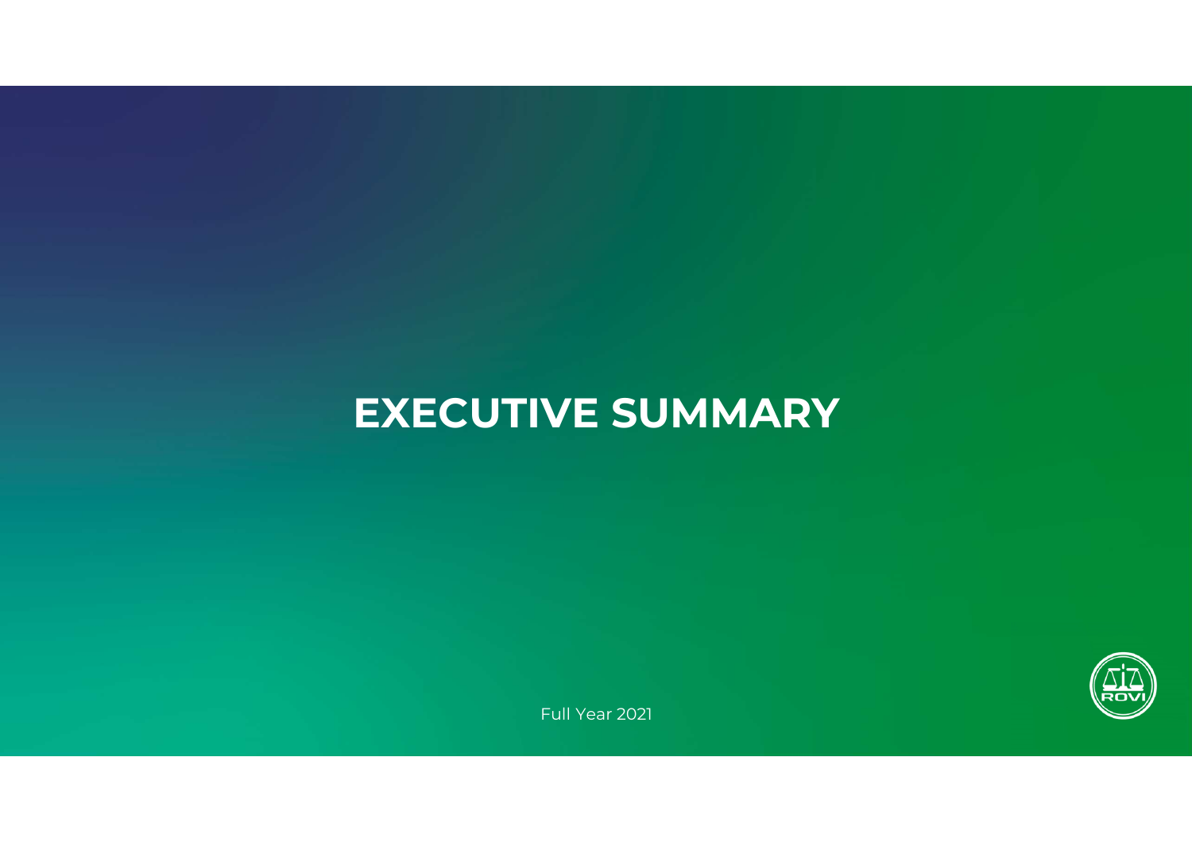# EXECUTIVE SUMMARY

Full Year 2021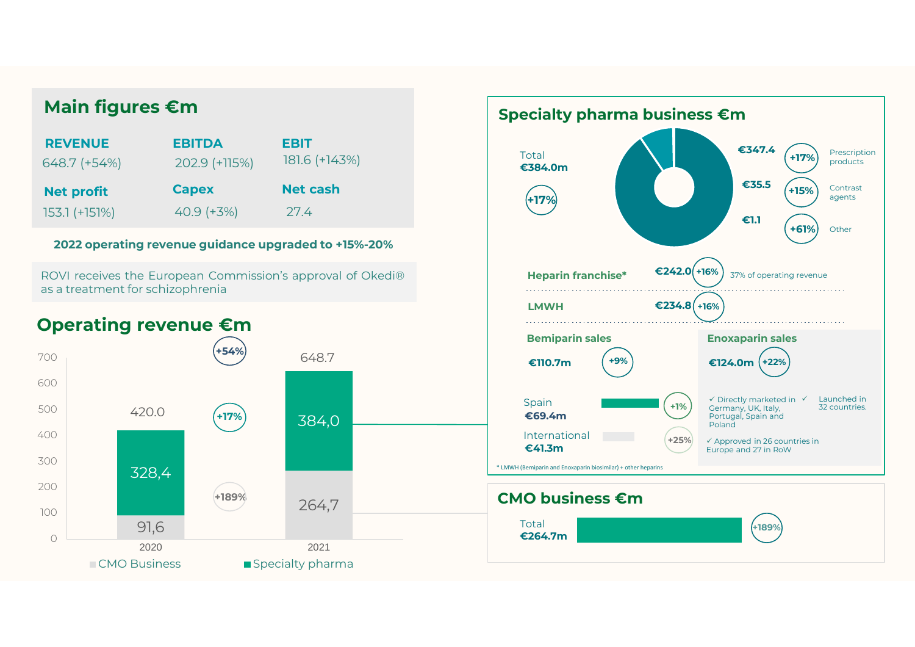## Main figures €m

| REVENUE | EBITDA | EBIT |
|---|---|---|
| 648.7 (+54%) | 202.9 (+115%) | 181.6 (+143%) |
| **Net profit** | **Capex** | **Net cash** |
| 153.1 (+151%) | 40.9 (+3%) | 27.4 |

**2022 operating revenue guidance upgraded to +15%-20%**

ROVI receives the European Commission's approval of Okedi® as a treatment for schizophrenia

## Operating revenue €m

| | 2020 | 2021 | Change |
|---|---|---|---|
| Specialty pharma | 328,4 | 384,0 | +17% |
| CMO Business | 91,6 | 264,7 | +189% |
| Total | 420.0 | 648.7 | +54% |

## Specialty pharma business €m

Total €384.0m (+17%)

| | €m | Change |
|---|---|---|
| Prescription products | €347.4 | +17% |
| Contrast agents | €35.5 | +15% |
| Other | €1.1 | +61% |

**Heparin franchise*** €242.0 (+16%) 37% of operating revenue

**LMWH** €234.8 (+16%)

**Bemiparin sales**

€110.7m (+9%)

- Spain €69.4m (+1%)
- International €41.3m (+25%)

**Enoxaparin sales**

€124.0m (+22%)

- ✓ Directly marketed in Germany, UK, Italy, Portugal, Spain and Poland
- ✓ Launched in 32 countries.
- ✓ Approved in 26 countries in Europe and 27 in RoW

* LMWH (Bemiparin and Enoxaparin biosimilar) + other heparins

## CMO business €m

Total €264.7m (+189%)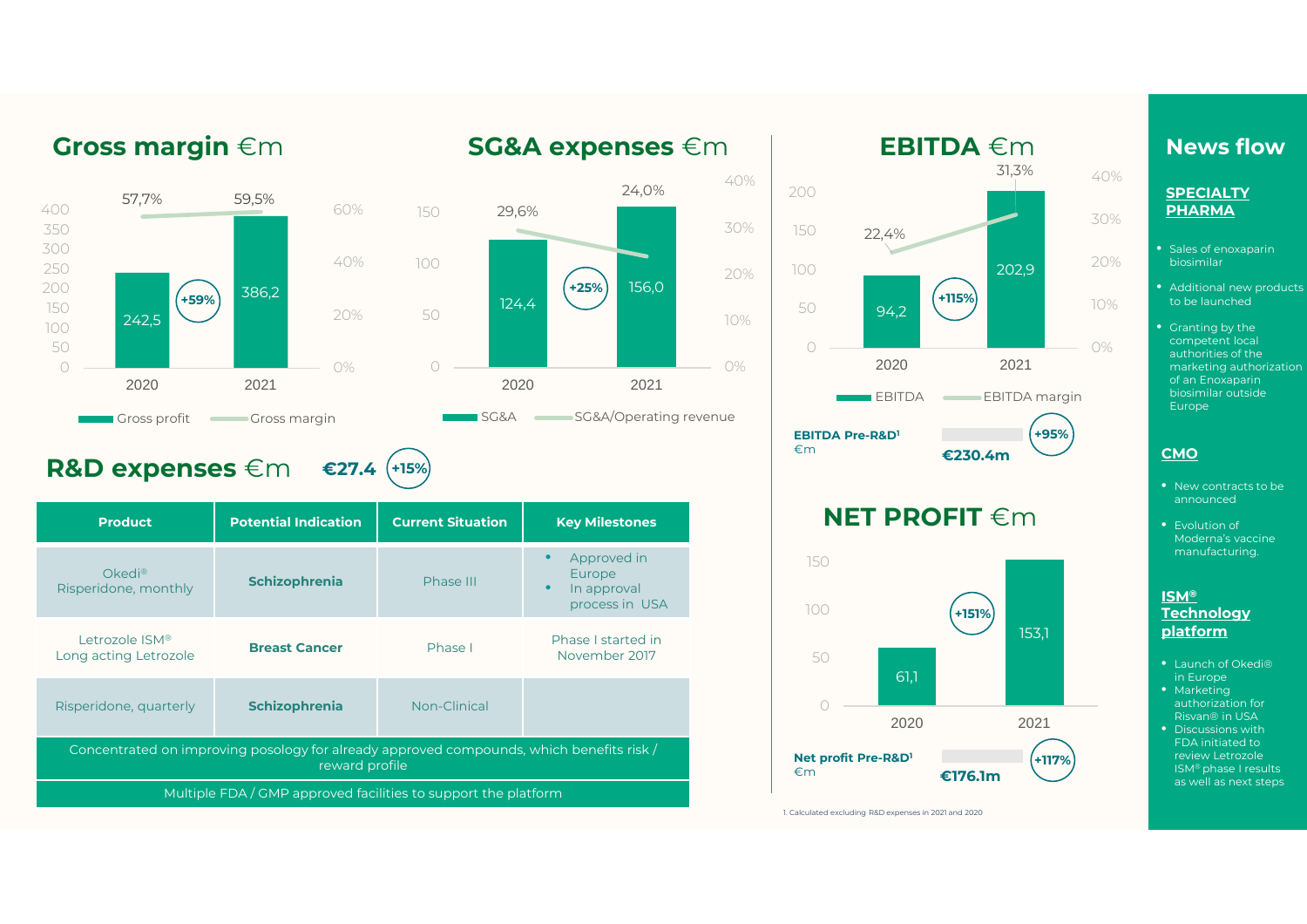## Gross margin €m

400
350
300
250
200
150
100
50
0

60%
40%
20%
0%

57,7%
59,5%
242,5
+59%
386,2
2020
2021

Gross profit
Gross margin

## SG&A expenses €m

150
100
50
0

40%
30%
20%
10%
0%

29,6%
24,0%
124,4
+25%
156,0
2020
2021

SG&A
SG&A/Operating revenue

## EBITDA €m

200
150
100
50
0

40%
30%
20%
10%
0%

22,4%
31,3%
94,2
+115%
202,9
2020
2021

EBITDA
EBITDA margin

**EBITDA Pre-R&D[1]**
€m

**€230.4m** **+95%**

## R&D expenses €m **€27.4** **+15%**

| Product | Potential Indication | Current Situation | Key Milestones |
| --- | --- | --- | --- |
| Okedi® Risperidone, monthly | **Schizophrenia** | Phase III | • Approved in Europe<br>• In approval process in USA |
| Letrozole ISM® Long acting Letrozole | **Breast Cancer** | Phase I | Phase I started in November 2017 |
| Risperidone, quarterly | **Schizophrenia** | Non-Clinical | |

Concentrated on improving posology for already approved compounds, which benefits risk / reward profile

Multiple FDA / GMP approved facilities to support the platform

## NET PROFIT €m

150
100
50
0

61,1
+151%
153,1
2020
2021

**Net profit Pre-R&D[1]**
€m

**€176.1m** **+117%**

1. Calculated excluding R&D expenses in 2021 and 2020

## News flow

**SPECIALTY PHARMA**

- Sales of enoxaparin biosimilar
- Additional new products to be launched
- Granting by the competent local authorities of the marketing authorization of an Enoxaparin biosimilar outside Europe

**CMO**

- New contracts to be announced
- Evolution of Moderna's vaccine manufacturing.

**ISM® Technology platform**

- Launch of Okedi® in Europe
- Marketing authorization for Risvan® in USA
- Discussions with FDA initiated to review Letrozole ISM® phase I results as well as next steps